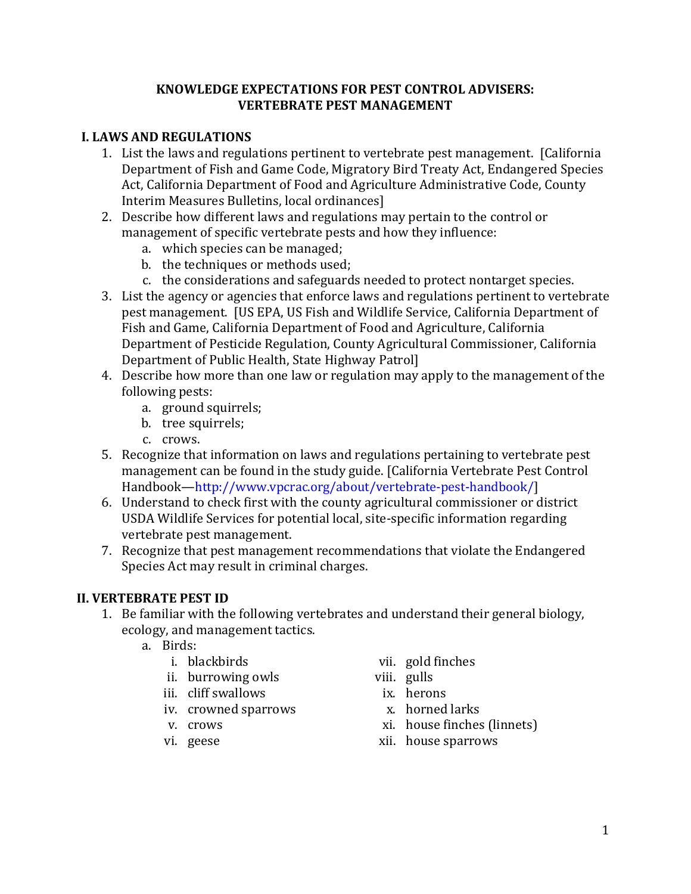# KNOWLEDGE EXPECTATIONS FOR PEST CONTROL ADVISERS: VERTEBRATE PEST MANAGEMENT

## I. LAWS AND REGULATIONS

1. List the laws and regulations pertinent to vertebrate pest management. [California Department of Fish and Game Code, Migratory Bird Treaty Act, Endangered Species Act, California Department of Food and Agriculture Administrative Code, County Interim Measures Bulletins, local ordinances]
2. Describe how different laws and regulations may pertain to the control or management of specific vertebrate pests and how they influence:
   a. which species can be managed;
   b. the techniques or methods used;
   c. the considerations and safeguards needed to protect nontarget species.
3. List the agency or agencies that enforce laws and regulations pertinent to vertebrate pest management. [US EPA, US Fish and Wildlife Service, California Department of Fish and Game, California Department of Food and Agriculture, California Department of Pesticide Regulation, County Agricultural Commissioner, California Department of Public Health, State Highway Patrol]
4. Describe how more than one law or regulation may apply to the management of the following pests:
   a. ground squirrels;
   b. tree squirrels;
   c. crows.
5. Recognize that information on laws and regulations pertaining to vertebrate pest management can be found in the study guide. [California Vertebrate Pest Control Handbook—http://www.vpcrac.org/about/vertebrate-pest-handbook/]
6. Understand to check first with the county agricultural commissioner or district USDA Wildlife Services for potential local, site-specific information regarding vertebrate pest management.
7. Recognize that pest management recommendations that violate the Endangered Species Act may result in criminal charges.

## II. VERTEBRATE PEST ID

1. Be familiar with the following vertebrates and understand their general biology, ecology, and management tactics.
   a. Birds:
      i. blackbirds
      ii. burrowing owls
      iii. cliff swallows
      iv. crowned sparrows
      v. crows
      vi. geese
      vii. gold finches
      viii. gulls
      ix. herons
      x. horned larks
      xi. house finches (linnets)
      xii. house sparrows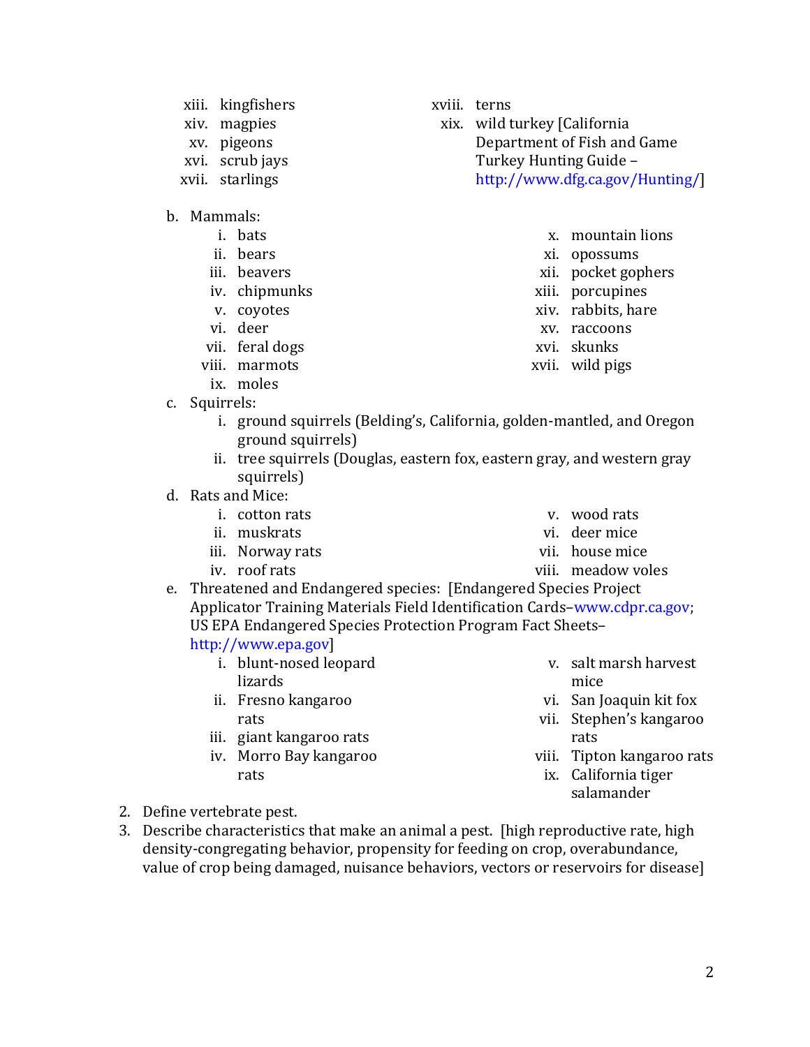- xiii. kingfishers
   - xiv. magpies
   - xv. pigeons
   - xvi. scrub jays
   - xvii. starlings
   - xviii. terns
   - xix. wild turkey [California Department of Fish and Game Turkey Hunting Guide – http://www.dfg.ca.gov/Hunting/]

b. Mammals:
   - i. bats
   - ii. bears
   - iii. beavers
   - iv. chipmunks
   - v. coyotes
   - vi. deer
   - vii. feral dogs
   - viii. marmots
   - ix. moles
   - x. mountain lions
   - xi. opossums
   - xii. pocket gophers
   - xiii. porcupines
   - xiv. rabbits, hare
   - xv. raccoons
   - xvi. skunks
   - xvii. wild pigs

c. Squirrels:
   - i. ground squirrels (Belding's, California, golden-mantled, and Oregon ground squirrels)
   - ii. tree squirrels (Douglas, eastern fox, eastern gray, and western gray squirrels)

d. Rats and Mice:
   - i. cotton rats
   - ii. muskrats
   - iii. Norway rats
   - iv. roof rats
   - v. wood rats
   - vi. deer mice
   - vii. house mice
   - viii. meadow voles

e. Threatened and Endangered species: [Endangered Species Project Applicator Training Materials Field Identification Cards–www.cdpr.ca.gov; US EPA Endangered Species Protection Program Fact Sheets– http://www.epa.gov]
   - i. blunt-nosed leopard lizards
   - ii. Fresno kangaroo rats
   - iii. giant kangaroo rats
   - iv. Morro Bay kangaroo rats
   - v. salt marsh harvest mice
   - vi. San Joaquin kit fox
   - vii. Stephen's kangaroo rats
   - viii. Tipton kangaroo rats
   - ix. California tiger salamander

2. Define vertebrate pest.
3. Describe characteristics that make an animal a pest. [high reproductive rate, high density-congregating behavior, propensity for feeding on crop, overabundance, value of crop being damaged, nuisance behaviors, vectors or reservoirs for disease]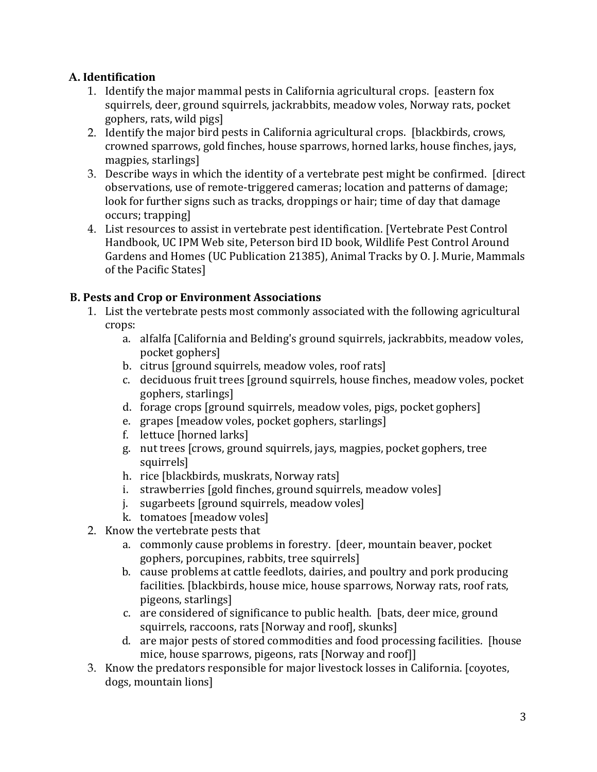## A. Identification

1. Identify the major mammal pests in California agricultural crops. [eastern fox squirrels, deer, ground squirrels, jackrabbits, meadow voles, Norway rats, pocket gophers, rats, wild pigs]
2. Identify the major bird pests in California agricultural crops. [blackbirds, crows, crowned sparrows, gold finches, house sparrows, horned larks, house finches, jays, magpies, starlings]
3. Describe ways in which the identity of a vertebrate pest might be confirmed. [direct observations, use of remote-triggered cameras; location and patterns of damage; look for further signs such as tracks, droppings or hair; time of day that damage occurs; trapping]
4. List resources to assist in vertebrate pest identification. [Vertebrate Pest Control Handbook, UC IPM Web site, Peterson bird ID book, Wildlife Pest Control Around Gardens and Homes (UC Publication 21385), Animal Tracks by O. J. Murie, Mammals of the Pacific States]

## B. Pests and Crop or Environment Associations

1. List the vertebrate pests most commonly associated with the following agricultural crops:
   a. alfalfa [California and Belding's ground squirrels, jackrabbits, meadow voles, pocket gophers]
   b. citrus [ground squirrels, meadow voles, roof rats]
   c. deciduous fruit trees [ground squirrels, house finches, meadow voles, pocket gophers, starlings]
   d. forage crops [ground squirrels, meadow voles, pigs, pocket gophers]
   e. grapes [meadow voles, pocket gophers, starlings]
   f. lettuce [horned larks]
   g. nut trees [crows, ground squirrels, jays, magpies, pocket gophers, tree squirrels]
   h. rice [blackbirds, muskrats, Norway rats]
   i. strawberries [gold finches, ground squirrels, meadow voles]
   j. sugarbeets [ground squirrels, meadow voles]
   k. tomatoes [meadow voles]
2. Know the vertebrate pests that
   a. commonly cause problems in forestry. [deer, mountain beaver, pocket gophers, porcupines, rabbits, tree squirrels]
   b. cause problems at cattle feedlots, dairies, and poultry and pork producing facilities. [blackbirds, house mice, house sparrows, Norway rats, roof rats, pigeons, starlings]
   c. are considered of significance to public health. [bats, deer mice, ground squirrels, raccoons, rats [Norway and roof], skunks]
   d. are major pests of stored commodities and food processing facilities. [house mice, house sparrows, pigeons, rats [Norway and roof]]
3. Know the predators responsible for major livestock losses in California. [coyotes, dogs, mountain lions]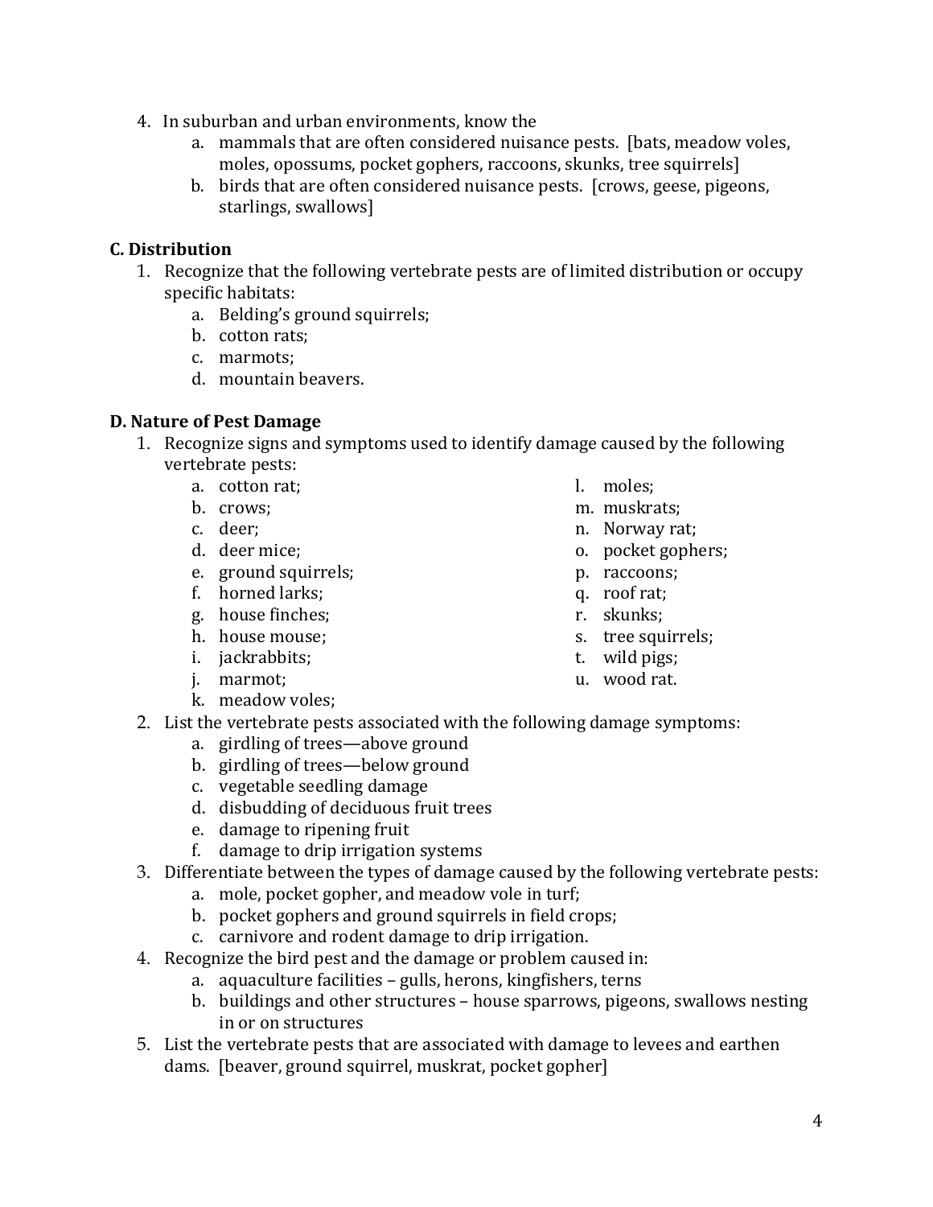4. In suburban and urban environments, know the
    a. mammals that are often considered nuisance pests. [bats, meadow voles, moles, opossums, pocket gophers, raccoons, skunks, tree squirrels]
    b. birds that are often considered nuisance pests. [crows, geese, pigeons, starlings, swallows]

**C. Distribution**

1. Recognize that the following vertebrate pests are of limited distribution or occupy specific habitats:
    a. Belding's ground squirrels;
    b. cotton rats;
    c. marmots;
    d. mountain beavers.

**D. Nature of Pest Damage**

1. Recognize signs and symptoms used to identify damage caused by the following vertebrate pests:
    a. cotton rat;
    b. crows;
    c. deer;
    d. deer mice;
    e. ground squirrels;
    f. horned larks;
    g. house finches;
    h. house mouse;
    i. jackrabbits;
    j. marmot;
    k. meadow voles;
    l. moles;
    m. muskrats;
    n. Norway rat;
    o. pocket gophers;
    p. raccoons;
    q. roof rat;
    r. skunks;
    s. tree squirrels;
    t. wild pigs;
    u. wood rat.
2. List the vertebrate pests associated with the following damage symptoms:
    a. girdling of trees—above ground
    b. girdling of trees—below ground
    c. vegetable seedling damage
    d. disbudding of deciduous fruit trees
    e. damage to ripening fruit
    f. damage to drip irrigation systems
3. Differentiate between the types of damage caused by the following vertebrate pests:
    a. mole, pocket gopher, and meadow vole in turf;
    b. pocket gophers and ground squirrels in field crops;
    c. carnivore and rodent damage to drip irrigation.
4. Recognize the bird pest and the damage or problem caused in:
    a. aquaculture facilities – gulls, herons, kingfishers, terns
    b. buildings and other structures – house sparrows, pigeons, swallows nesting in or on structures
5. List the vertebrate pests that are associated with damage to levees and earthen dams. [beaver, ground squirrel, muskrat, pocket gopher]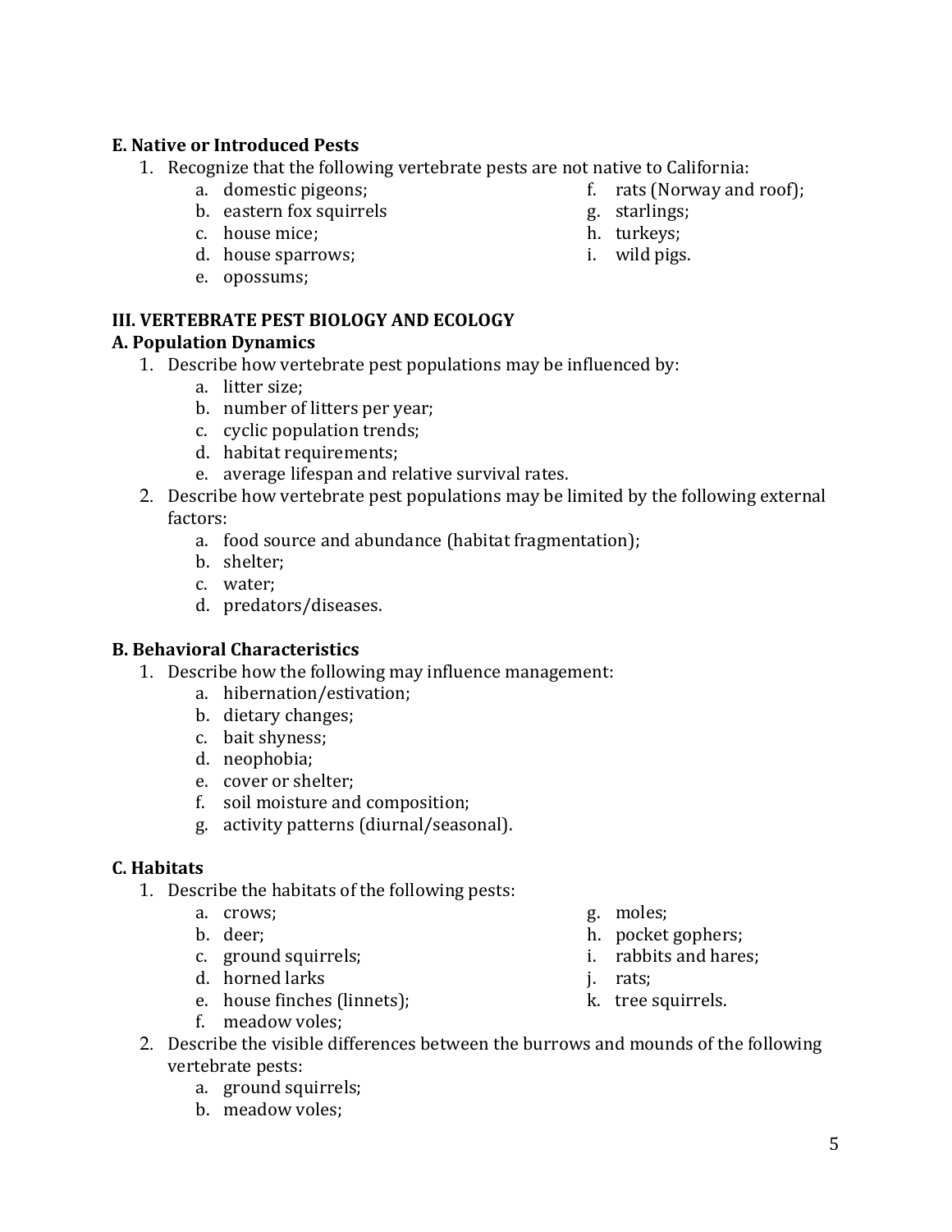### E. Native or Introduced Pests

1. Recognize that the following vertebrate pests are not native to California:
    a. domestic pigeons;
    b. eastern fox squirrels
    c. house mice;
    d. house sparrows;
    e. opossums;
    f. rats (Norway and roof);
    g. starlings;
    h. turkeys;
    i. wild pigs.

## III. VERTEBRATE PEST BIOLOGY AND ECOLOGY

### A. Population Dynamics

1. Describe how vertebrate pest populations may be influenced by:
    a. litter size;
    b. number of litters per year;
    c. cyclic population trends;
    d. habitat requirements;
    e. average lifespan and relative survival rates.
2. Describe how vertebrate pest populations may be limited by the following external factors:
    a. food source and abundance (habitat fragmentation);
    b. shelter;
    c. water;
    d. predators/diseases.

### B. Behavioral Characteristics

1. Describe how the following may influence management:
    a. hibernation/estivation;
    b. dietary changes;
    c. bait shyness;
    d. neophobia;
    e. cover or shelter;
    f. soil moisture and composition;
    g. activity patterns (diurnal/seasonal).

### C. Habitats

1. Describe the habitats of the following pests:
    a. crows;
    b. deer;
    c. ground squirrels;
    d. horned larks
    e. house finches (linnets);
    f. meadow voles;
    g. moles;
    h. pocket gophers;
    i. rabbits and hares;
    j. rats;
    k. tree squirrels.
2. Describe the visible differences between the burrows and mounds of the following vertebrate pests:
    a. ground squirrels;
    b. meadow voles;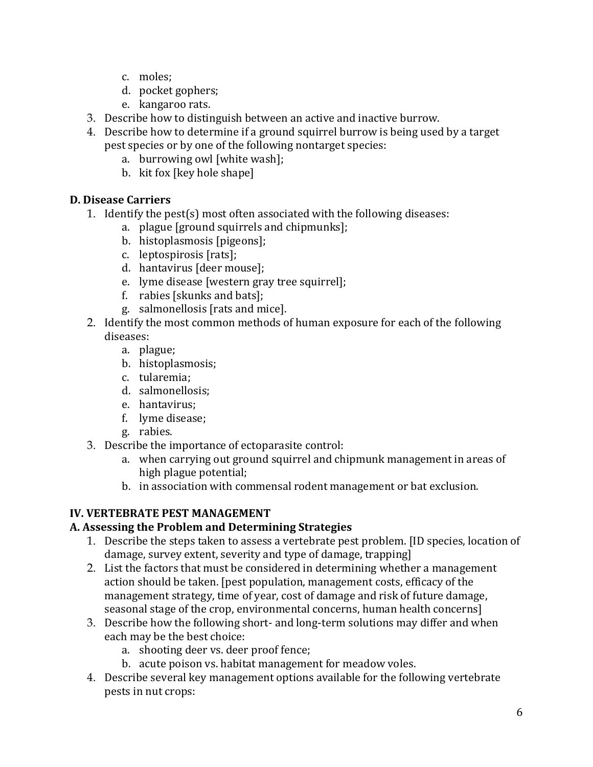c. moles;
   d. pocket gophers;
   e. kangaroo rats.
3. Describe how to distinguish between an active and inactive burrow.
4. Describe how to determine if a ground squirrel burrow is being used by a target pest species or by one of the following nontarget species:
   a. burrowing owl [white wash];
   b. kit fox [key hole shape]

**D. Disease Carriers**

1. Identify the pest(s) most often associated with the following diseases:
   a. plague [ground squirrels and chipmunks];
   b. histoplasmosis [pigeons];
   c. leptospirosis [rats];
   d. hantavirus [deer mouse];
   e. lyme disease [western gray tree squirrel];
   f. rabies [skunks and bats];
   g. salmonellosis [rats and mice].
2. Identify the most common methods of human exposure for each of the following diseases:
   a. plague;
   b. histoplasmosis;
   c. tularemia;
   d. salmonellosis;
   e. hantavirus;
   f. lyme disease;
   g. rabies.
3. Describe the importance of ectoparasite control:
   a. when carrying out ground squirrel and chipmunk management in areas of high plague potential;
   b. in association with commensal rodent management or bat exclusion.

## IV. VERTEBRATE PEST MANAGEMENT

**A. Assessing the Problem and Determining Strategies**

1. Describe the steps taken to assess a vertebrate pest problem. [ID species, location of damage, survey extent, severity and type of damage, trapping]
2. List the factors that must be considered in determining whether a management action should be taken. [pest population, management costs, efficacy of the management strategy, time of year, cost of damage and risk of future damage, seasonal stage of the crop, environmental concerns, human health concerns]
3. Describe how the following short- and long-term solutions may differ and when each may be the best choice:
   a. shooting deer vs. deer proof fence;
   b. acute poison vs. habitat management for meadow voles.
4. Describe several key management options available for the following vertebrate pests in nut crops: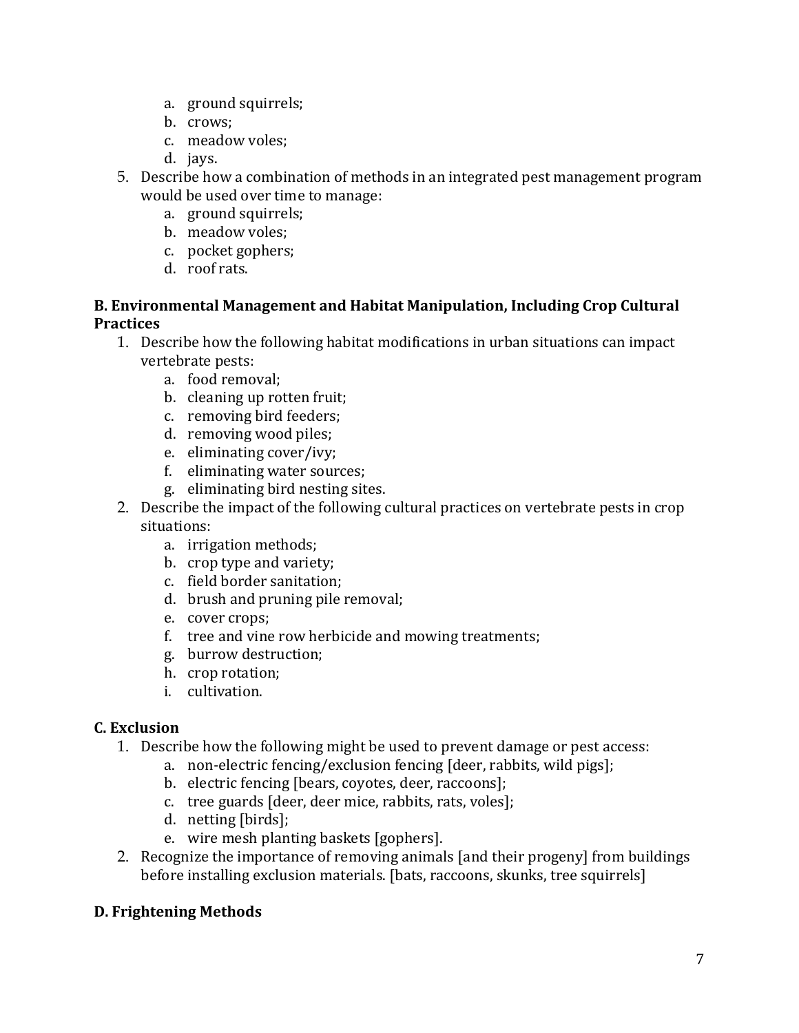a. ground squirrels;
   b. crows;
   c. meadow voles;
   d. jays.
5. Describe how a combination of methods in an integrated pest management program would be used over time to manage:
   a. ground squirrels;
   b. meadow voles;
   c. pocket gophers;
   d. roof rats.

**B. Environmental Management and Habitat Manipulation, Including Crop Cultural Practices**

1. Describe how the following habitat modifications in urban situations can impact vertebrate pests:
   a. food removal;
   b. cleaning up rotten fruit;
   c. removing bird feeders;
   d. removing wood piles;
   e. eliminating cover/ivy;
   f. eliminating water sources;
   g. eliminating bird nesting sites.
2. Describe the impact of the following cultural practices on vertebrate pests in crop situations:
   a. irrigation methods;
   b. crop type and variety;
   c. field border sanitation;
   d. brush and pruning pile removal;
   e. cover crops;
   f. tree and vine row herbicide and mowing treatments;
   g. burrow destruction;
   h. crop rotation;
   i. cultivation.

**C. Exclusion**

1. Describe how the following might be used to prevent damage or pest access:
   a. non-electric fencing/exclusion fencing [deer, rabbits, wild pigs];
   b. electric fencing [bears, coyotes, deer, raccoons];
   c. tree guards [deer, deer mice, rabbits, rats, voles];
   d. netting [birds];
   e. wire mesh planting baskets [gophers].
2. Recognize the importance of removing animals [and their progeny] from buildings before installing exclusion materials. [bats, raccoons, skunks, tree squirrels]

**D. Frightening Methods**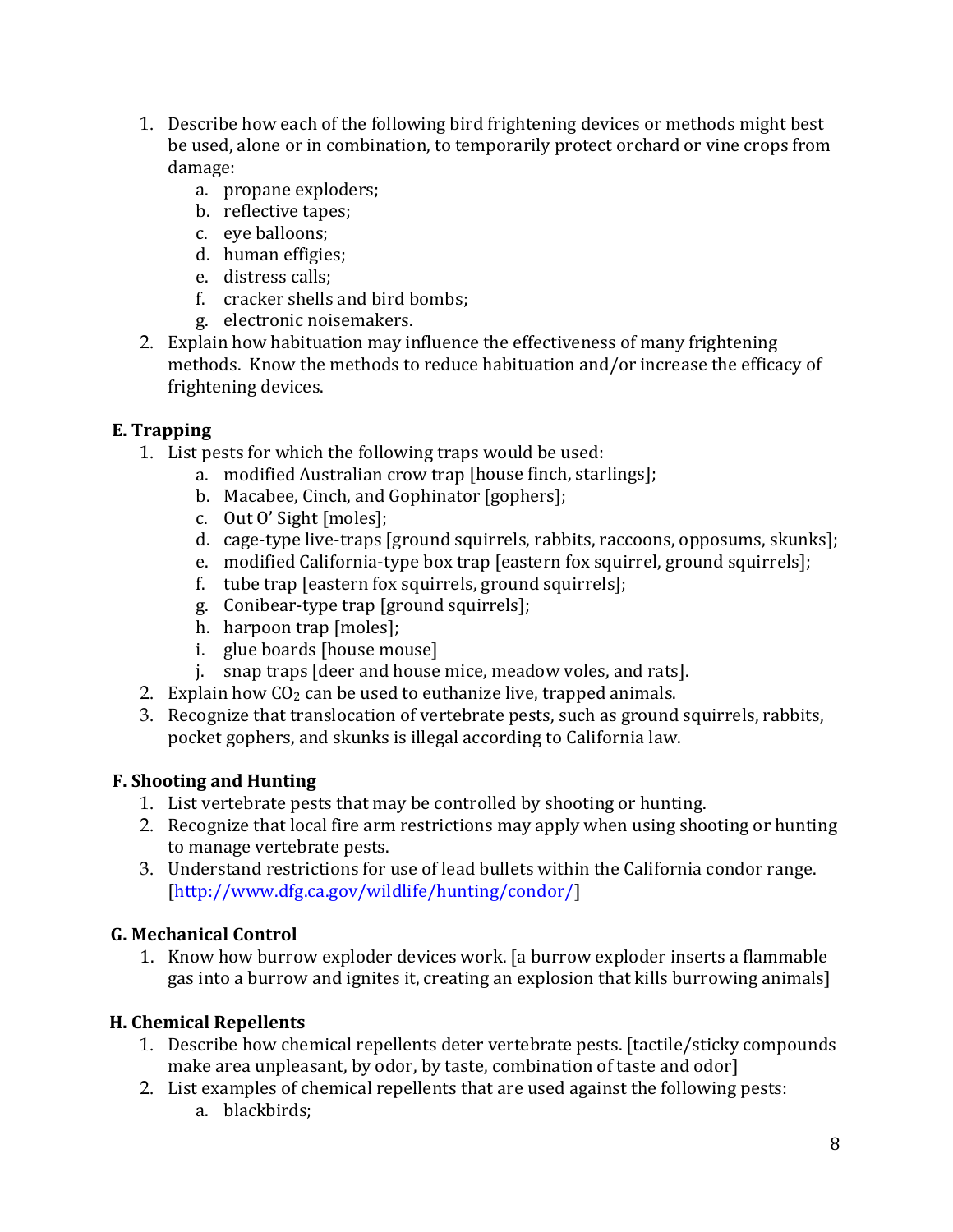1. Describe how each of the following bird frightening devices or methods might best be used, alone or in combination, to temporarily protect orchard or vine crops from damage:
    a. propane exploders;
    b. reflective tapes;
    c. eye balloons;
    d. human effigies;
    e. distress calls;
    f. cracker shells and bird bombs;
    g. electronic noisemakers.
2. Explain how habituation may influence the effectiveness of many frightening methods. Know the methods to reduce habituation and/or increase the efficacy of frightening devices.

**E. Trapping**

1. List pests for which the following traps would be used:
    a. modified Australian crow trap [house finch, starlings];
    b. Macabee, Cinch, and Gophinator [gophers];
    c. Out O' Sight [moles];
    d. cage-type live-traps [ground squirrels, rabbits, raccoons, opposums, skunks];
    e. modified California-type box trap [eastern fox squirrel, ground squirrels];
    f. tube trap [eastern fox squirrels, ground squirrels];
    g. Conibear-type trap [ground squirrels];
    h. harpoon trap [moles];
    i. glue boards [house mouse]
    j. snap traps [deer and house mice, meadow voles, and rats].
2. Explain how $CO_2$ can be used to euthanize live, trapped animals.
3. Recognize that translocation of vertebrate pests, such as ground squirrels, rabbits, pocket gophers, and skunks is illegal according to California law.

**F. Shooting and Hunting**

1. List vertebrate pests that may be controlled by shooting or hunting.
2. Recognize that local fire arm restrictions may apply when using shooting or hunting to manage vertebrate pests.
3. Understand restrictions for use of lead bullets within the California condor range. [http://www.dfg.ca.gov/wildlife/hunting/condor/]

**G. Mechanical Control**

1. Know how burrow exploder devices work. [a burrow exploder inserts a flammable gas into a burrow and ignites it, creating an explosion that kills burrowing animals]

**H. Chemical Repellents**

1. Describe how chemical repellents deter vertebrate pests. [tactile/sticky compounds make area unpleasant, by odor, by taste, combination of taste and odor]
2. List examples of chemical repellents that are used against the following pests:
    a. blackbirds;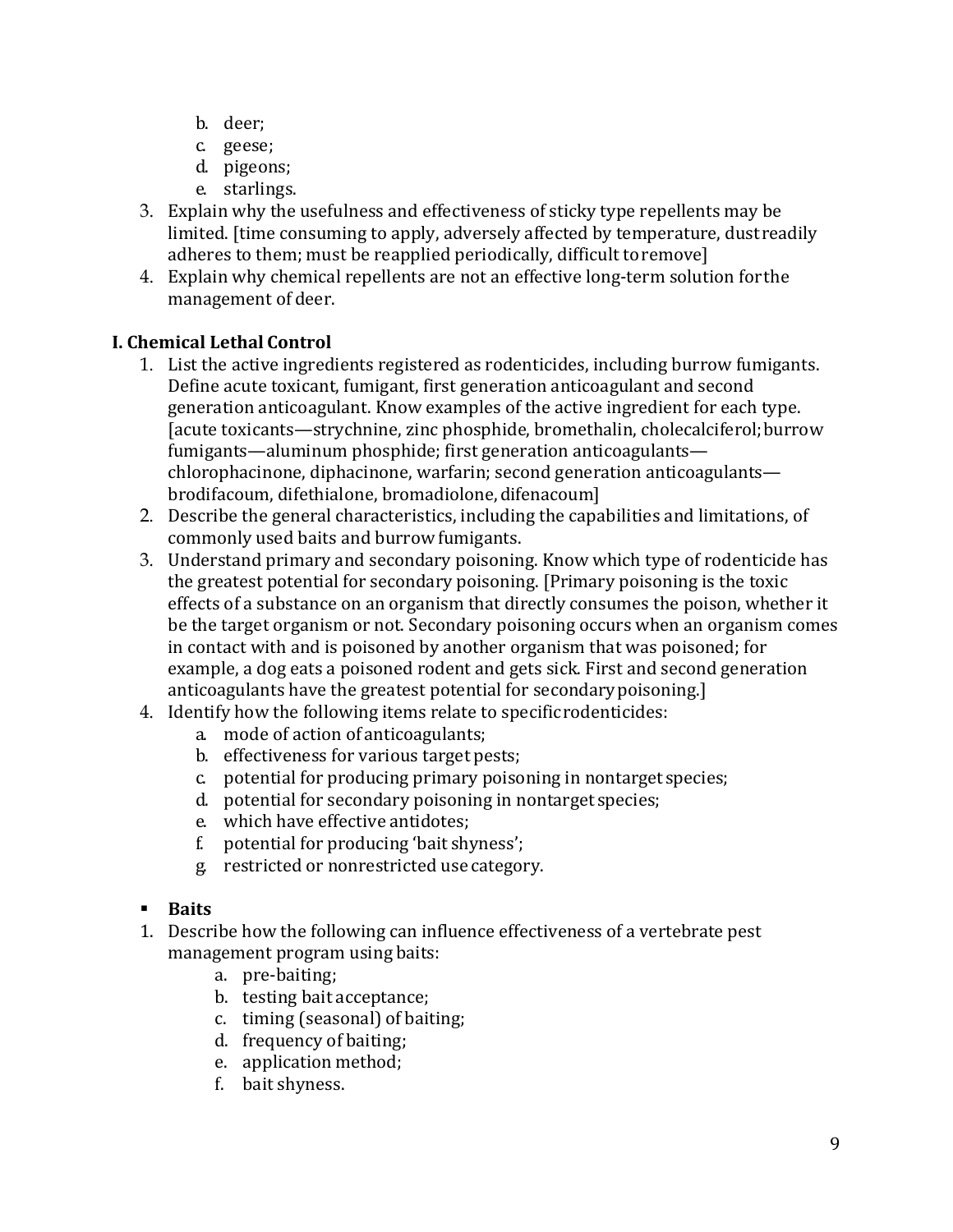b. deer;
   c. geese;
   d. pigeons;
   e. starlings.
3. Explain why the usefulness and effectiveness of sticky type repellents may be limited. [time consuming to apply, adversely affected by temperature, dust readily adheres to them; must be reapplied periodically, difficult to remove]
4. Explain why chemical repellents are not an effective long-term solution for the management of deer.

**I. Chemical Lethal Control**

1. List the active ingredients registered as rodenticides, including burrow fumigants. Define acute toxicant, fumigant, first generation anticoagulant and second generation anticoagulant. Know examples of the active ingredient for each type. [acute toxicants—strychnine, zinc phosphide, bromethalin, cholecalciferol; burrow fumigants—aluminum phosphide; first generation anticoagulants—chlorophacinone, diphacinone, warfarin; second generation anticoagulants—brodifacoum, difethialone, bromadiolone, difenacoum]
2. Describe the general characteristics, including the capabilities and limitations, of commonly used baits and burrow fumigants.
3. Understand primary and secondary poisoning. Know which type of rodenticide has the greatest potential for secondary poisoning. [Primary poisoning is the toxic effects of a substance on an organism that directly consumes the poison, whether it be the target organism or not. Secondary poisoning occurs when an organism comes in contact with and is poisoned by another organism that was poisoned; for example, a dog eats a poisoned rodent and gets sick. First and second generation anticoagulants have the greatest potential for secondary poisoning.]
4. Identify how the following items relate to specific rodenticides:
   a. mode of action of anticoagulants;
   b. effectiveness for various target pests;
   c. potential for producing primary poisoning in nontarget species;
   d. potential for secondary poisoning in nontarget species;
   e. which have effective antidotes;
   f. potential for producing 'bait shyness';
   g. restricted or nonrestricted use category.

- **Baits**

1. Describe how the following can influence effectiveness of a vertebrate pest management program using baits:
   a. pre-baiting;
   b. testing bait acceptance;
   c. timing (seasonal) of baiting;
   d. frequency of baiting;
   e. application method;
   f. bait shyness.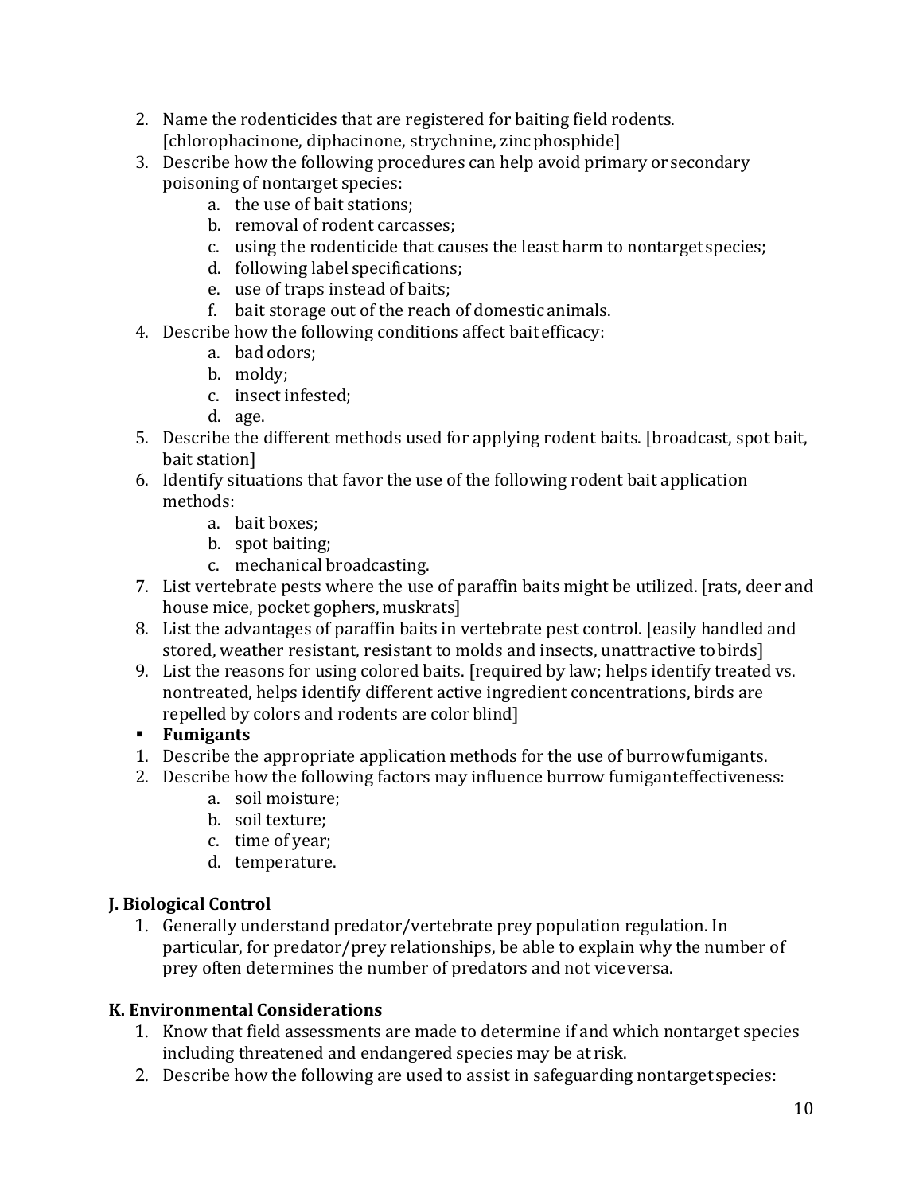2. Name the rodenticides that are registered for baiting field rodents. [chlorophacinone, diphacinone, strychnine, zinc phosphide]
3. Describe how the following procedures can help avoid primary or secondary poisoning of nontarget species:
    a. the use of bait stations;
    b. removal of rodent carcasses;
    c. using the rodenticide that causes the least harm to nontarget species;
    d. following label specifications;
    e. use of traps instead of baits;
    f. bait storage out of the reach of domestic animals.
4. Describe how the following conditions affect bait efficacy:
    a. bad odors;
    b. moldy;
    c. insect infested;
    d. age.
5. Describe the different methods used for applying rodent baits. [broadcast, spot bait, bait station]
6. Identify situations that favor the use of the following rodent bait application methods:
    a. bait boxes;
    b. spot baiting;
    c. mechanical broadcasting.
7. List vertebrate pests where the use of paraffin baits might be utilized. [rats, deer and house mice, pocket gophers, muskrats]
8. List the advantages of paraffin baits in vertebrate pest control. [easily handled and stored, weather resistant, resistant to molds and insects, unattractive to birds]
9. List the reasons for using colored baits. [required by law; helps identify treated vs. nontreated, helps identify different active ingredient concentrations, birds are repelled by colors and rodents are color blind]

- **Fumigants**

1. Describe the appropriate application methods for the use of burrow fumigants.
2. Describe how the following factors may influence burrow fumigant effectiveness:
    a. soil moisture;
    b. soil texture;
    c. time of year;
    d. temperature.

## J. Biological Control

1. Generally understand predator/vertebrate prey population regulation. In particular, for predator/prey relationships, be able to explain why the number of prey often determines the number of predators and not vice versa.

## K. Environmental Considerations

1. Know that field assessments are made to determine if and which nontarget species including threatened and endangered species may be at risk.
2. Describe how the following are used to assist in safeguarding nontarget species: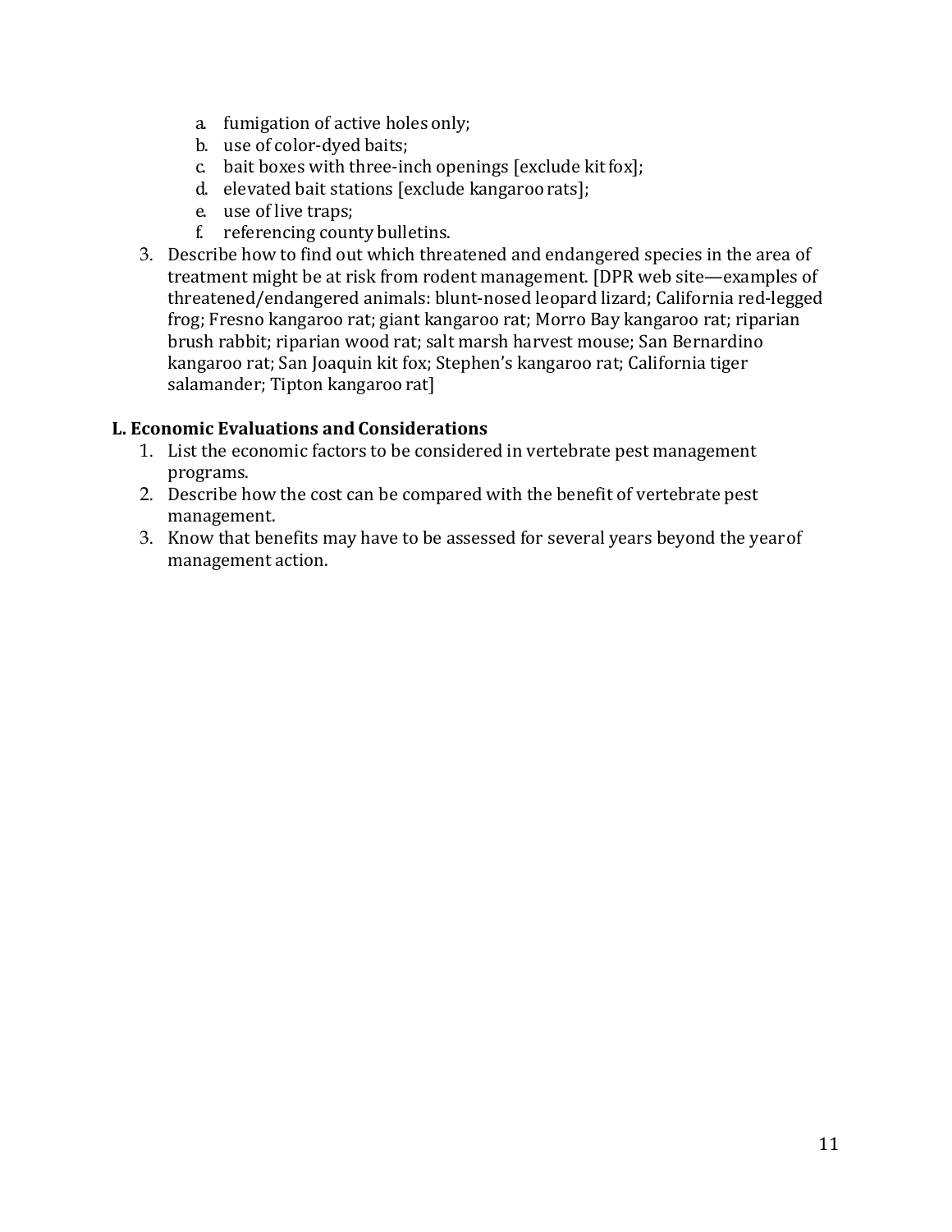a. fumigation of active holes only;
b. use of color-dyed baits;
c. bait boxes with three-inch openings [exclude kit fox];
d. elevated bait stations [exclude kangaroo rats];
e. use of live traps;
f. referencing county bulletins.

3. Describe how to find out which threatened and endangered species in the area of treatment might be at risk from rodent management. [DPR web site—examples of threatened/endangered animals: blunt-nosed leopard lizard; California red-legged frog; Fresno kangaroo rat; giant kangaroo rat; Morro Bay kangaroo rat; riparian brush rabbit; riparian wood rat; salt marsh harvest mouse; San Bernardino kangaroo rat; San Joaquin kit fox; Stephen's kangaroo rat; California tiger salamander; Tipton kangaroo rat]

**L. Economic Evaluations and Considerations**

1. List the economic factors to be considered in vertebrate pest management programs.
2. Describe how the cost can be compared with the benefit of vertebrate pest management.
3. Know that benefits may have to be assessed for several years beyond the year of management action.